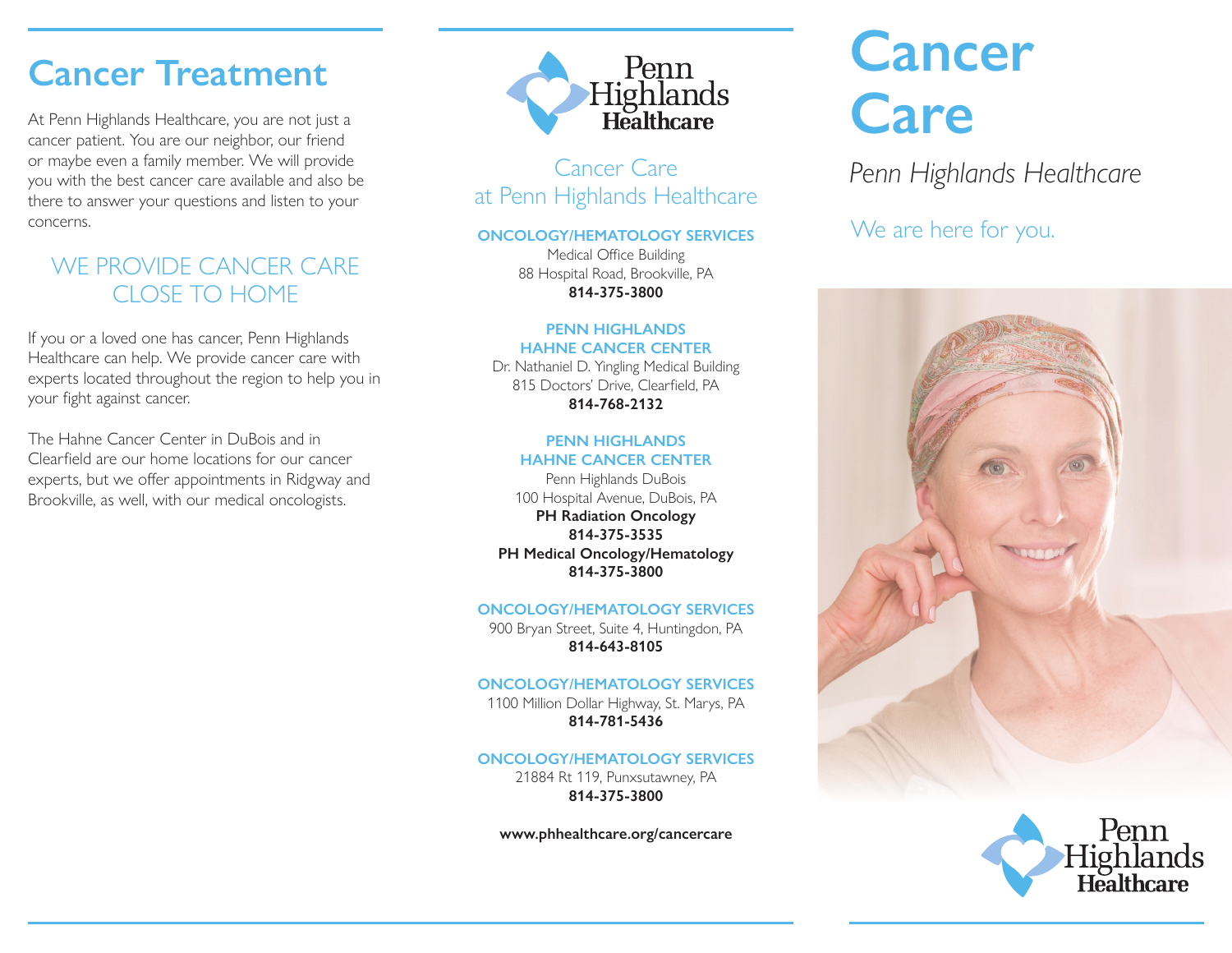# Cancer Treatment

At Penn Highlands Healthcare, you are not just a cancer patient. You are our neighbor, our friend or maybe even a family member. We will provide you with the best cancer care available and also be there to answer your questions and listen to your concerns.

## WE PROVIDE CANCER CARE CLOSE TO HOME

If you or a loved one has cancer, Penn Highlands Healthcare can help. We provide cancer care with experts located throughout the region to help you in your fight against cancer.

The Hahne Cancer Center in DuBois and in Clearfield are our home locations for our cancer experts, but we offer appointments in Ridgway and Brookville, as well, with our medical oncologists.

Penn Highlands Healthcare

## Cancer Care at Penn Highlands Healthcare

**ONCOLOGY/HEMATOLOGY SERVICES**
Medical Office Building
88 Hospital Road, Brookville, PA
**814-375-3800**

**PENN HIGHLANDS HAHNE CANCER CENTER**
Dr. Nathaniel D. Yingling Medical Building
815 Doctors' Drive, Clearfield, PA
**814-768-2132**

**PENN HIGHLANDS HAHNE CANCER CENTER**
Penn Highlands DuBois
100 Hospital Avenue, DuBois, PA
**PH Radiation Oncology**
**814-375-3535**
**PH Medical Oncology/Hematology**
**814-375-3800**

**ONCOLOGY/HEMATOLOGY SERVICES**
900 Bryan Street, Suite 4, Huntingdon, PA
**814-643-8105**

**ONCOLOGY/HEMATOLOGY SERVICES**
1100 Million Dollar Highway, St. Marys, PA
**814-781-5436**

**ONCOLOGY/HEMATOLOGY SERVICES**
21884 Rt 119, Punxsutawney, PA
**814-375-3800**

**www.phhealthcare.org/cancercare**

# Cancer Care

*Penn Highlands Healthcare*

We are here for you.

Penn Highlands Healthcare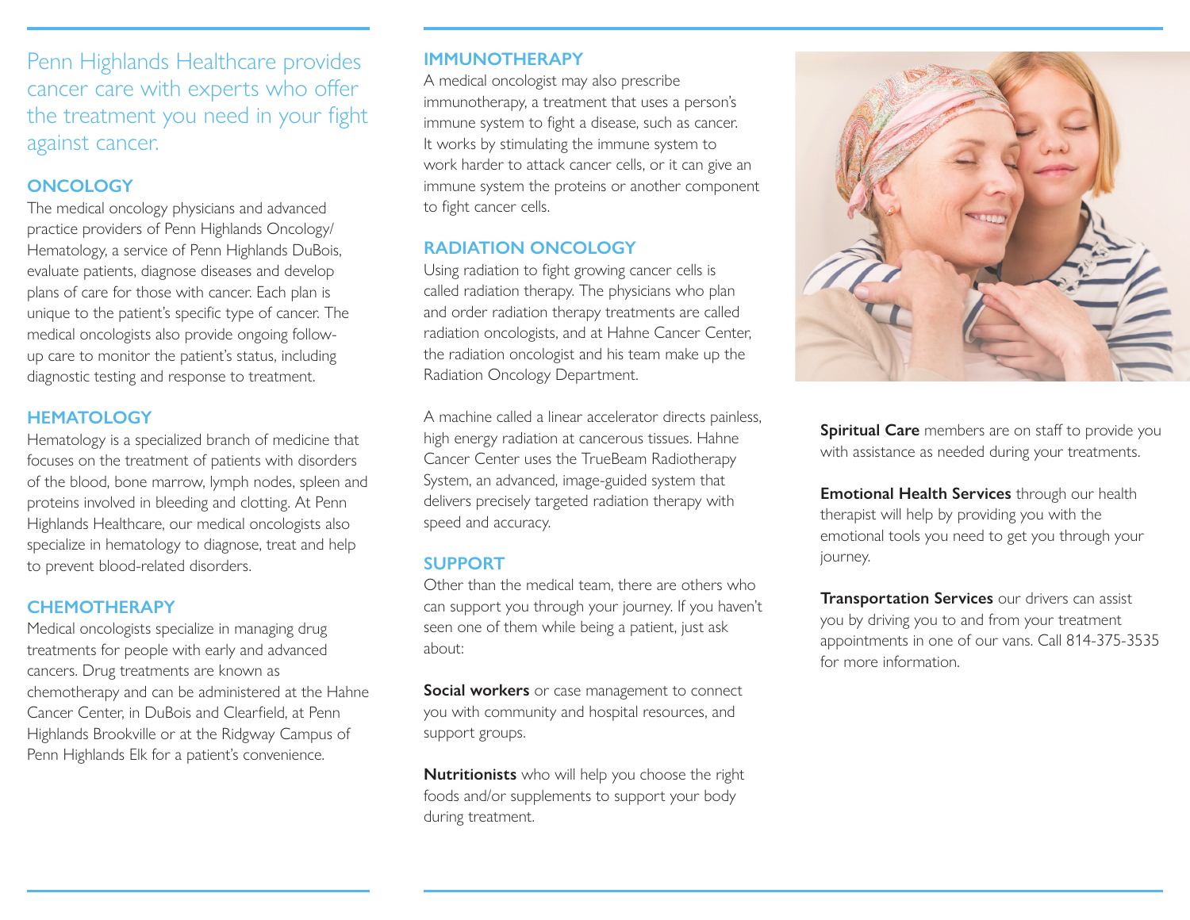Penn Highlands Healthcare provides cancer care with experts who offer the treatment you need in your fight against cancer.

## ONCOLOGY

The medical oncology physicians and advanced practice providers of Penn Highlands Oncology/Hematology, a service of Penn Highlands DuBois, evaluate patients, diagnose diseases and develop plans of care for those with cancer. Each plan is unique to the patient's specific type of cancer. The medical oncologists also provide ongoing follow-up care to monitor the patient's status, including diagnostic testing and response to treatment.

## HEMATOLOGY

Hematology is a specialized branch of medicine that focuses on the treatment of patients with disorders of the blood, bone marrow, lymph nodes, spleen and proteins involved in bleeding and clotting. At Penn Highlands Healthcare, our medical oncologists also specialize in hematology to diagnose, treat and help to prevent blood-related disorders.

## CHEMOTHERAPY

Medical oncologists specialize in managing drug treatments for people with early and advanced cancers. Drug treatments are known as chemotherapy and can be administered at the Hahne Cancer Center, in DuBois and Clearfield, at Penn Highlands Brookville or at the Ridgway Campus of Penn Highlands Elk for a patient's convenience.

## IMMUNOTHERAPY

A medical oncologist may also prescribe immunotherapy, a treatment that uses a person's immune system to fight a disease, such as cancer. It works by stimulating the immune system to work harder to attack cancer cells, or it can give an immune system the proteins or another component to fight cancer cells.

## RADIATION ONCOLOGY

Using radiation to fight growing cancer cells is called radiation therapy. The physicians who plan and order radiation therapy treatments are called radiation oncologists, and at Hahne Cancer Center, the radiation oncologist and his team make up the Radiation Oncology Department.

A machine called a linear accelerator directs painless, high energy radiation at cancerous tissues. Hahne Cancer Center uses the TrueBeam Radiotherapy System, an advanced, image-guided system that delivers precisely targeted radiation therapy with speed and accuracy.

## SUPPORT

Other than the medical team, there are others who can support you through your journey. If you haven't seen one of them while being a patient, just ask about:

**Social workers** or case management to connect you with community and hospital resources, and support groups.

**Nutritionists** who will help you choose the right foods and/or supplements to support your body during treatment.

**Spiritual Care** members are on staff to provide you with assistance as needed during your treatments.

**Emotional Health Services** through our health therapist will help by providing you with the emotional tools you need to get you through your journey.

**Transportation Services** our drivers can assist you by driving you to and from your treatment appointments in one of our vans. Call 814-375-3535 for more information.